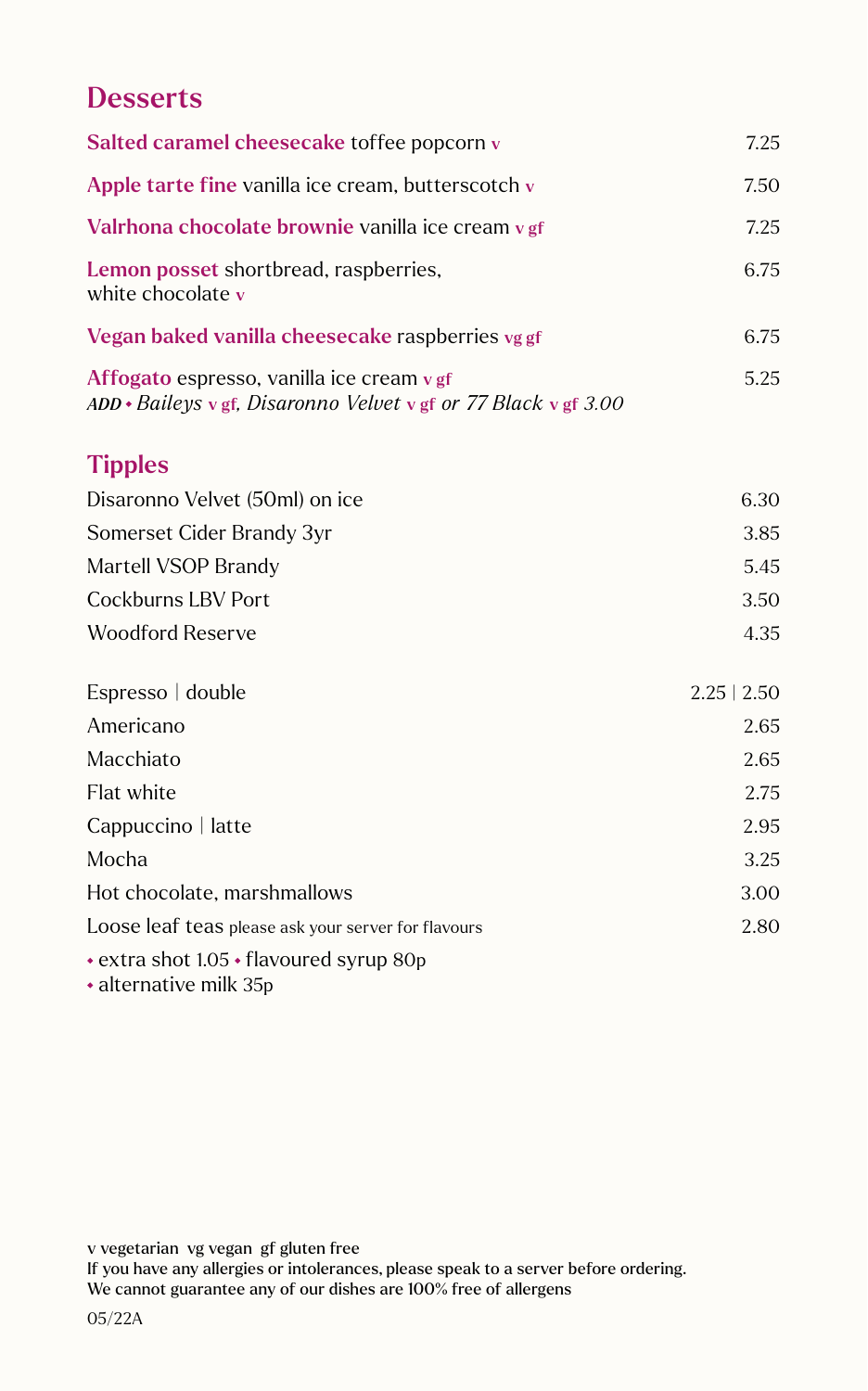## Desserts

**Salted caramel cheesecake** toffee popcorn v — 7.25

**Apple tarte fine** vanilla ice cream, butterscotch v — 7.50

**Valrhona chocolate brownie** vanilla ice cream v gf — 7.25

**Lemon posset** shortbread, raspberries, white chocolate v — 6.75

**Vegan baked vanilla cheesecake** raspberries vg gf — 6.75

**Affogato** espresso, vanilla ice cream v gf — 5.25
*ADD • Baileys v gf, Disaronno Velvet v gf or 77 Black v gf 3.00*

## Tipples

| | |
|---|---|
| Disaronno Velvet (50ml) on ice | 6.30 |
| Somerset Cider Brandy 3yr | 3.85 |
| Martell VSOP Brandy | 5.45 |
| Cockburns LBV Port | 3.50 |
| Woodford Reserve | 4.35 |

| | |
|---|---|
| Espresso \| double | 2.25 \| 2.50 |
| Americano | 2.65 |
| Macchiato | 2.65 |
| Flat white | 2.75 |
| Cappuccino \| latte | 2.95 |
| Mocha | 3.25 |
| Hot chocolate, marshmallows | 3.00 |
| Loose leaf teas please ask your server for flavours | 2.80 |

• extra shot 1.05 • flavoured syrup 80p
• alternative milk 35p

v vegetarian vg vegan gf gluten free
If you have any allergies or intolerances, please speak to a server before ordering.
We cannot guarantee any of our dishes are 100% free of allergens

05/22A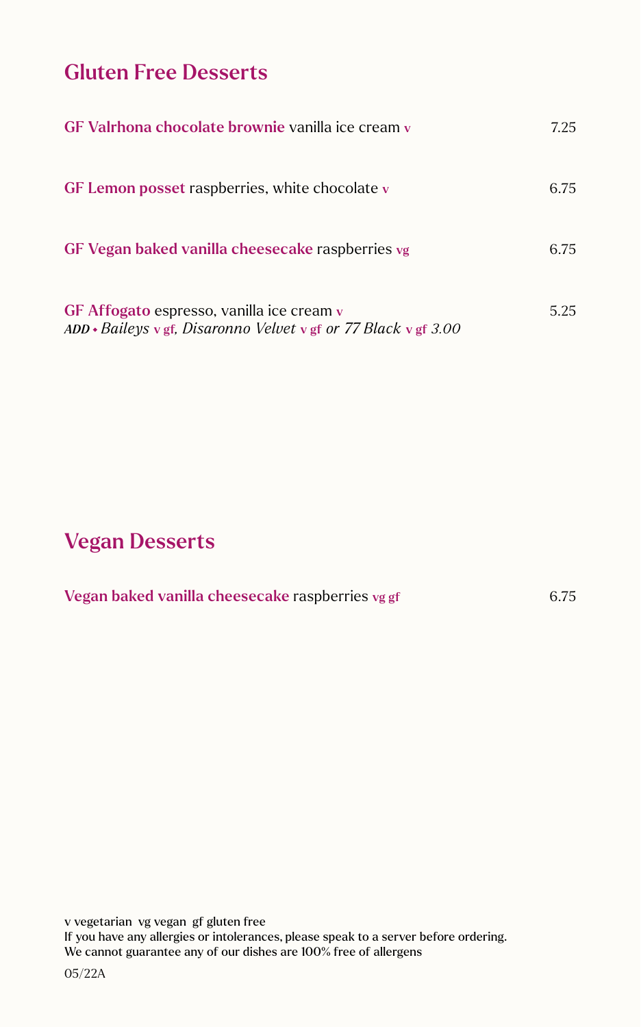## Gluten Free Desserts

**GF Valrhona chocolate brownie** vanilla ice cream v 7.25

**GF Lemon posset** raspberries, white chocolate v 6.75

**GF Vegan baked vanilla cheesecake** raspberries vg 6.75

**GF Affogato** espresso, vanilla ice cream v 5.25
***ADD*** • *Baileys* v gf*, Disaronno Velvet* v gf *or 77 Black* v gf *3.00*

## Vegan Desserts

**Vegan baked vanilla cheesecake** raspberries vg gf 6.75

v vegetarian vg vegan gf gluten free
If you have any allergies or intolerances, please speak to a server before ordering.
We cannot guarantee any of our dishes are 100% free of allergens

05/22A